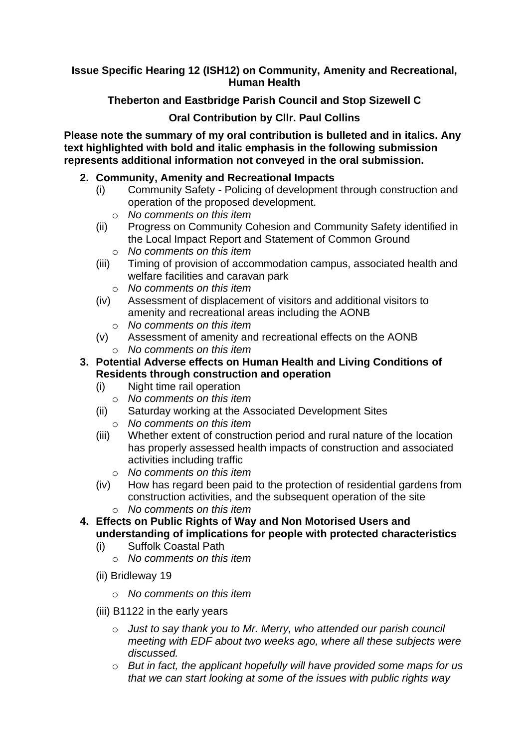**Issue Specific Hearing 12 (ISH12) on Community, Amenity and Recreational, Human Health**

**Theberton and Eastbridge Parish Council and Stop Sizewell C**

**Oral Contribution by Cllr. Paul Collins**

**Please note the summary of my oral contribution is bulleted and in italics. Any text highlighted with bold and italic emphasis in the following submission represents additional information not conveyed in the oral submission.**

2. **Community, Amenity and Recreational Impacts**
   (i) Community Safety - Policing of development through construction and operation of the proposed development.
      - *No comments on this item*

   (ii) Progress on Community Cohesion and Community Safety identified in the Local Impact Report and Statement of Common Ground
      - *No comments on this item*

   (iii) Timing of provision of accommodation campus, associated health and welfare facilities and caravan park
      - *No comments on this item*

   (iv) Assessment of displacement of visitors and additional visitors to amenity and recreational areas including the AONB
      - *No comments on this item*

   (v) Assessment of amenity and recreational effects on the AONB
      - *No comments on this item*

3. **Potential Adverse effects on Human Health and Living Conditions of Residents through construction and operation**
   (i) Night time rail operation
      - *No comments on this item*

   (ii) Saturday working at the Associated Development Sites
      - *No comments on this item*

   (iii) Whether extent of construction period and rural nature of the location has properly assessed health impacts of construction and associated activities including traffic
      - *No comments on this item*

   (iv) How has regard been paid to the protection of residential gardens from construction activities, and the subsequent operation of the site
      - *No comments on this item*

4. **Effects on Public Rights of Way and Non Motorised Users and understanding of implications for people with protected characteristics**
   (i) Suffolk Coastal Path
      - *No comments on this item*

   (ii) Bridleway 19
      - *No comments on this item*

   (iii) B1122 in the early years
      - *Just to say thank you to Mr. Merry, who attended our parish council meeting with EDF about two weeks ago, where all these subjects were discussed.*
      - *But in fact, the applicant hopefully will have provided some maps for us that we can start looking at some of the issues with public rights way*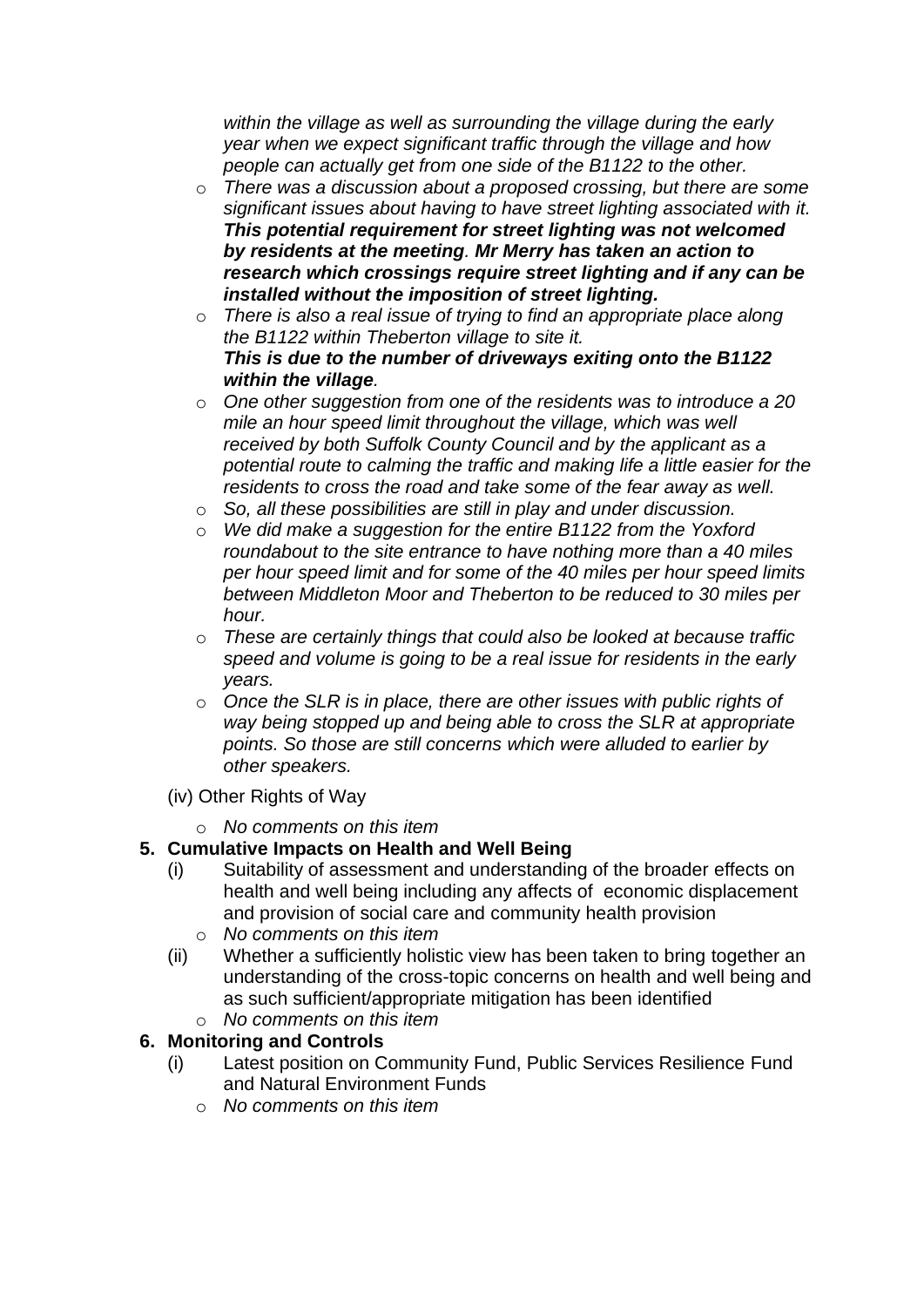*within the village as well as surrounding the village during the early year when we expect significant traffic through the village and how people can actually get from one side of the B1122 to the other.*

- *There was a discussion about a proposed crossing, but there are some significant issues about having to have street lighting associated with it.* ***This potential requirement for street lighting was not welcomed by residents at the meeting****.* ***Mr Merry has taken an action to research which crossings require street lighting and if any can be installed without the imposition of street lighting.***
- *There is also a real issue of trying to find an appropriate place along the B1122 within Theberton village to site it.*
  ***This is due to the number of driveways exiting onto the B1122 within the village****.*
- *One other suggestion from one of the residents was to introduce a 20 mile an hour speed limit throughout the village, which was well received by both Suffolk County Council and by the applicant as a potential route to calming the traffic and making life a little easier for the residents to cross the road and take some of the fear away as well.*
- *So, all these possibilities are still in play and under discussion.*
- *We did make a suggestion for the entire B1122 from the Yoxford roundabout to the site entrance to have nothing more than a 40 miles per hour speed limit and for some of the 40 miles per hour speed limits between Middleton Moor and Theberton to be reduced to 30 miles per hour.*
- *These are certainly things that could also be looked at because traffic speed and volume is going to be a real issue for residents in the early years.*
- *Once the SLR is in place, there are other issues with public rights of way being stopped up and being able to cross the SLR at appropriate points. So those are still concerns which were alluded to earlier by other speakers.*

(iv) Other Rights of Way

- *No comments on this item*

**5. Cumulative Impacts on Health and Well Being**

(i) Suitability of assessment and understanding of the broader effects on health and well being including any affects of economic displacement and provision of social care and community health provision

- *No comments on this item*

(ii) Whether a sufficiently holistic view has been taken to bring together an understanding of the cross-topic concerns on health and well being and as such sufficient/appropriate mitigation has been identified

- *No comments on this item*

**6. Monitoring and Controls**

(i) Latest position on Community Fund, Public Services Resilience Fund and Natural Environment Funds

- *No comments on this item*